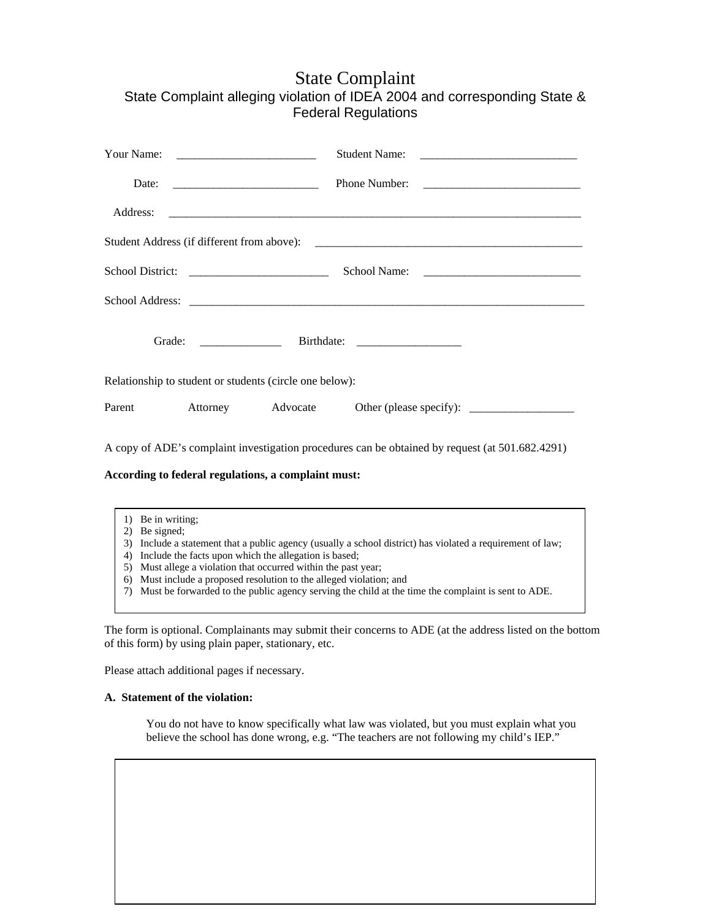# State Complaint

State Complaint alleging violation of IDEA 2004 and corresponding State & Federal Regulations

Your Name: ________________________ Student Name: ___________________________

Date: _________________________ Phone Number: ___________________________

Address: ________________________________________________________________________

Student Address (if different from above): _______________________________________________

School District: ________________________ School Name: ___________________________

School Address: _____________________________________________________________________

Grade: ______________ Birthdate: __________________

Relationship to student or students (circle one below):

Parent Attorney Advocate Other (please specify): __________________

A copy of ADE's complaint investigation procedures can be obtained by request (at 501.682.4291)

**According to federal regulations, a complaint must:**

1) Be in writing;
2) Be signed;
3) Include a statement that a public agency (usually a school district) has violated a requirement of law;
4) Include the facts upon which the allegation is based;
5) Must allege a violation that occurred within the past year;
6) Must include a proposed resolution to the alleged violation; and
7) Must be forwarded to the public agency serving the child at the time the complaint is sent to ADE.

The form is optional. Complainants may submit their concerns to ADE (at the address listed on the bottom of this form) by using plain paper, stationary, etc.

Please attach additional pages if necessary.

**A. Statement of the violation:**

You do not have to know specifically what law was violated, but you must explain what you believe the school has done wrong, e.g. "The teachers are not following my child's IEP."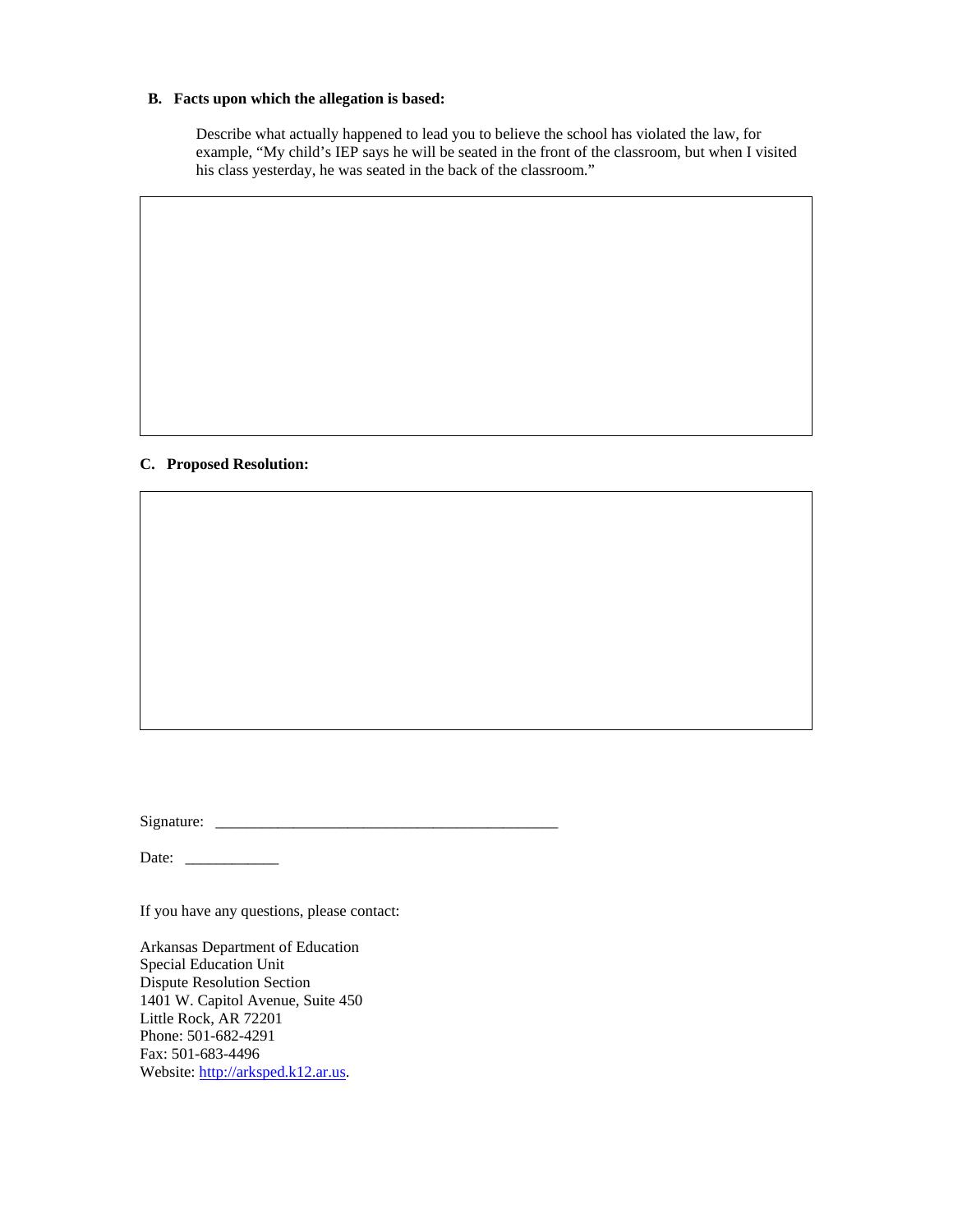**B. Facts upon which the allegation is based:**

Describe what actually happened to lead you to believe the school has violated the law, for example, "My child's IEP says he will be seated in the front of the classroom, but when I visited his class yesterday, he was seated in the back of the classroom."

| |
|---|
| |

**C. Proposed Resolution:**

| |
|---|
| |

Signature: ____________________________________________

Date: ____________

If you have any questions, please contact:

Arkansas Department of Education
Special Education Unit
Dispute Resolution Section
1401 W. Capitol Avenue, Suite 450
Little Rock, AR 72201
Phone: 501-682-4291
Fax: 501-683-4496
Website: [http://arksped.k12.ar.us](http://arksped.k12.ar.us).